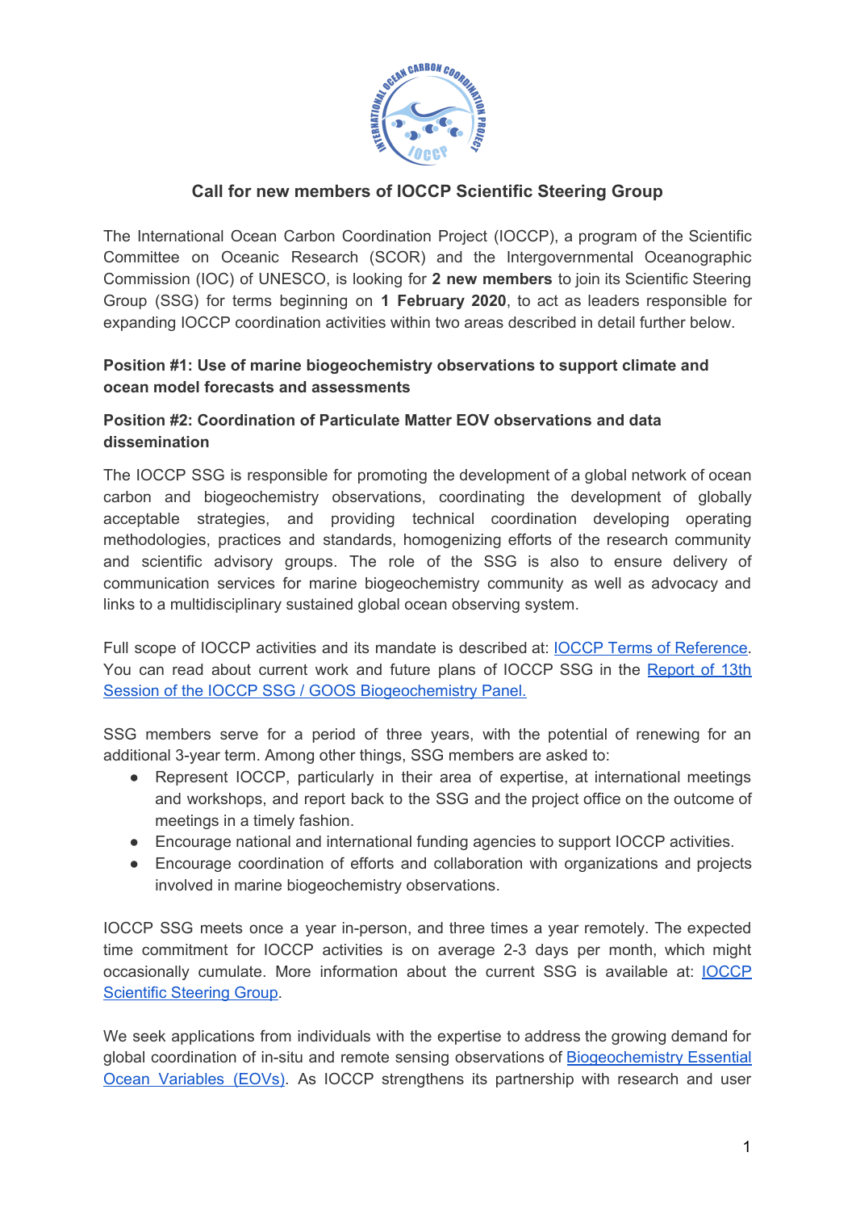# Call for new members of IOCCP Scientific Steering Group

The International Ocean Carbon Coordination Project (IOCCP), a program of the Scientific Committee on Oceanic Research (SCOR) and the Intergovernmental Oceanographic Commission (IOC) of UNESCO, is looking for **2 new members** to join its Scientific Steering Group (SSG) for terms beginning on **1 February 2020**, to act as leaders responsible for expanding IOCCP coordination activities within two areas described in detail further below.

**Position #1: Use of marine biogeochemistry observations to support climate and ocean model forecasts and assessments**

**Position #2: Coordination of Particulate Matter EOV observations and data dissemination**

The IOCCP SSG is responsible for promoting the development of a global network of ocean carbon and biogeochemistry observations, coordinating the development of globally acceptable strategies, and providing technical coordination developing operating methodologies, practices and standards, homogenizing efforts of the research community and scientific advisory groups. The role of the SSG is also to ensure delivery of communication services for marine biogeochemistry community as well as advocacy and links to a multidisciplinary sustained global ocean observing system.

Full scope of IOCCP activities and its mandate is described at: [IOCCP Terms of Reference](). You can read about current work and future plans of IOCCP SSG in the [Report of 13th Session of the IOCCP SSG / GOOS Biogeochemistry Panel.]()

SSG members serve for a period of three years, with the potential of renewing for an additional 3-year term. Among other things, SSG members are asked to:

- Represent IOCCP, particularly in their area of expertise, at international meetings and workshops, and report back to the SSG and the project office on the outcome of meetings in a timely fashion.
- Encourage national and international funding agencies to support IOCCP activities.
- Encourage coordination of efforts and collaboration with organizations and projects involved in marine biogeochemistry observations.

IOCCP SSG meets once a year in-person, and three times a year remotely. The expected time commitment for IOCCP activities is on average 2-3 days per month, which might occasionally cumulate. More information about the current SSG is available at: [IOCCP Scientific Steering Group]().

We seek applications from individuals with the expertise to address the growing demand for global coordination of in-situ and remote sensing observations of [Biogeochemistry Essential Ocean Variables (EOVs)](). As IOCCP strengthens its partnership with research and user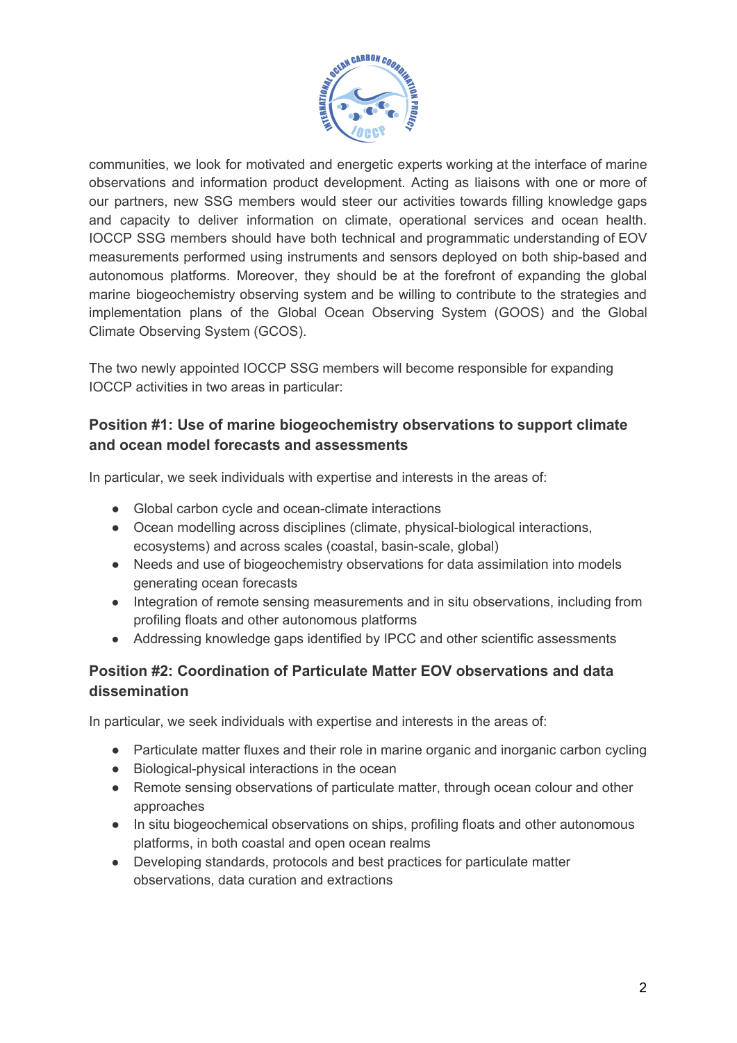communities, we look for motivated and energetic experts working at the interface of marine observations and information product development. Acting as liaisons with one or more of our partners, new SSG members would steer our activities towards filling knowledge gaps and capacity to deliver information on climate, operational services and ocean health. IOCCP SSG members should have both technical and programmatic understanding of EOV measurements performed using instruments and sensors deployed on both ship-based and autonomous platforms. Moreover, they should be at the forefront of expanding the global marine biogeochemistry observing system and be willing to contribute to the strategies and implementation plans of the Global Ocean Observing System (GOOS) and the Global Climate Observing System (GCOS).

The two newly appointed IOCCP SSG members will become responsible for expanding IOCCP activities in two areas in particular:

### Position #1: Use of marine biogeochemistry observations to support climate and ocean model forecasts and assessments

In particular, we seek individuals with expertise and interests in the areas of:

- Global carbon cycle and ocean-climate interactions
- Ocean modelling across disciplines (climate, physical-biological interactions, ecosystems) and across scales (coastal, basin-scale, global)
- Needs and use of biogeochemistry observations for data assimilation into models generating ocean forecasts
- Integration of remote sensing measurements and in situ observations, including from profiling floats and other autonomous platforms
- Addressing knowledge gaps identified by IPCC and other scientific assessments

### Position #2: Coordination of Particulate Matter EOV observations and data dissemination

In particular, we seek individuals with expertise and interests in the areas of:

- Particulate matter fluxes and their role in marine organic and inorganic carbon cycling
- Biological-physical interactions in the ocean
- Remote sensing observations of particulate matter, through ocean colour and other approaches
- In situ biogeochemical observations on ships, profiling floats and other autonomous platforms, in both coastal and open ocean realms
- Developing standards, protocols and best practices for particulate matter observations, data curation and extractions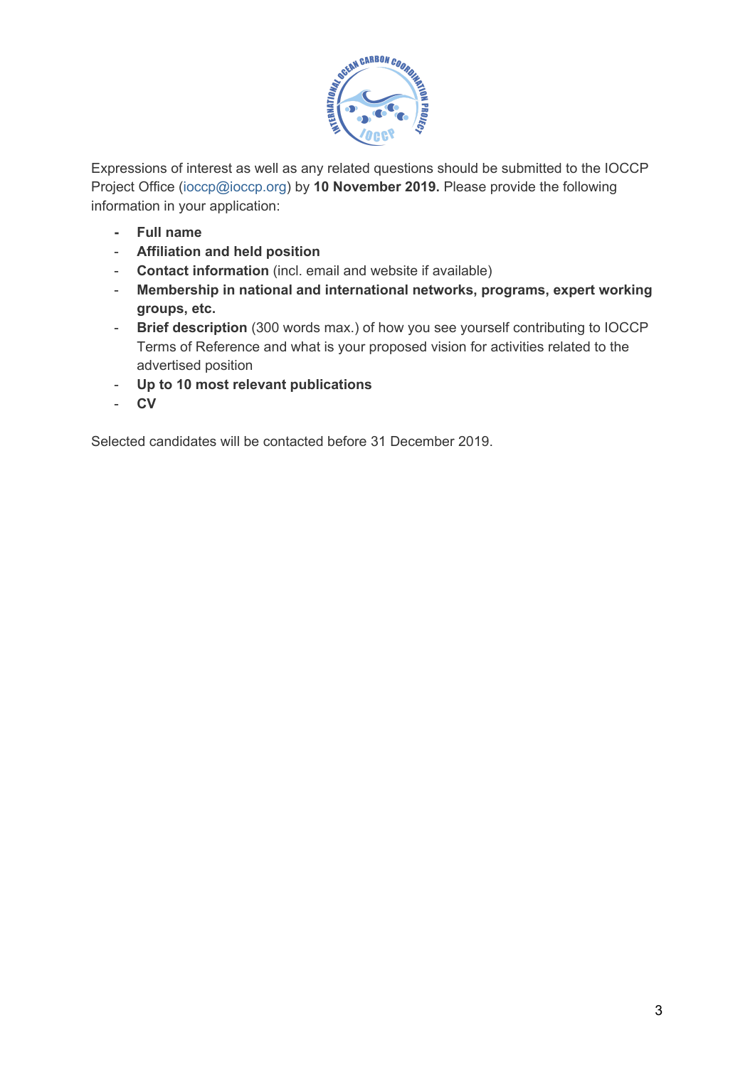Expressions of interest as well as any related questions should be submitted to the IOCCP Project Office (ioccp@ioccp.org) by **10 November 2019.** Please provide the following information in your application:

- **Full name**
- **Affiliation and held position**
- **Contact information** (incl. email and website if available)
- **Membership in national and international networks, programs, expert working groups, etc.**
- **Brief description** (300 words max.) of how you see yourself contributing to IOCCP Terms of Reference and what is your proposed vision for activities related to the advertised position
- **Up to 10 most relevant publications**
- **CV**

Selected candidates will be contacted before 31 December 2019.